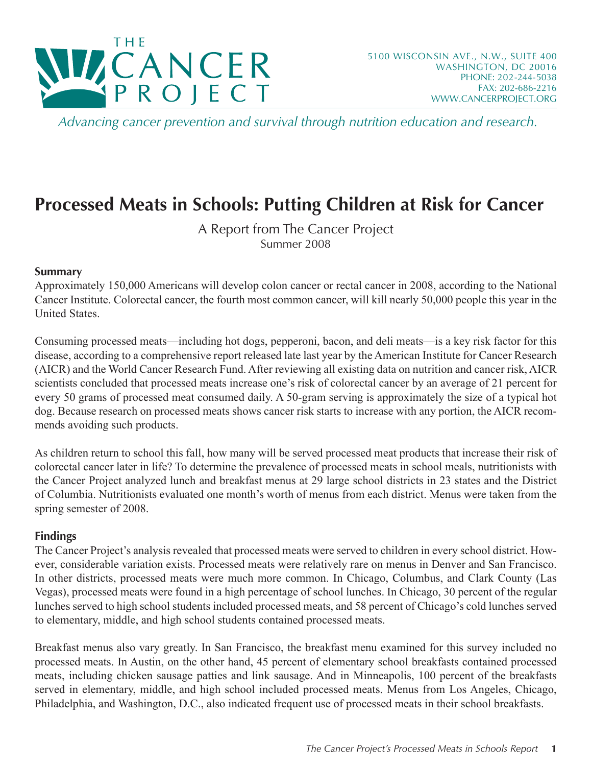# THE CANCER PROJECT

5100 WISCONSIN AVE., N.W., SUITE 400
WASHINGTON, DC 20016
PHONE: 202-244-5038
FAX: 202-686-2216
WWW.CANCERPROJECT.ORG

*Advancing cancer prevention and survival through nutrition education and research.*

# Processed Meats in Schools: Putting Children at Risk for Cancer

A Report from The Cancer Project
Summer 2008

## Summary

Approximately 150,000 Americans will develop colon cancer or rectal cancer in 2008, according to the National Cancer Institute. Colorectal cancer, the fourth most common cancer, will kill nearly 50,000 people this year in the United States.

Consuming processed meats—including hot dogs, pepperoni, bacon, and deli meats—is a key risk factor for this disease, according to a comprehensive report released late last year by the American Institute for Cancer Research (AICR) and the World Cancer Research Fund. After reviewing all existing data on nutrition and cancer risk, AICR scientists concluded that processed meats increase one's risk of colorectal cancer by an average of 21 percent for every 50 grams of processed meat consumed daily. A 50-gram serving is approximately the size of a typical hot dog. Because research on processed meats shows cancer risk starts to increase with any portion, the AICR recommends avoiding such products.

As children return to school this fall, how many will be served processed meat products that increase their risk of colorectal cancer later in life? To determine the prevalence of processed meats in school meals, nutritionists with the Cancer Project analyzed lunch and breakfast menus at 29 large school districts in 23 states and the District of Columbia. Nutritionists evaluated one month's worth of menus from each district. Menus were taken from the spring semester of 2008.

## Findings

The Cancer Project's analysis revealed that processed meats were served to children in every school district. However, considerable variation exists. Processed meats were relatively rare on menus in Denver and San Francisco. In other districts, processed meats were much more common. In Chicago, Columbus, and Clark County (Las Vegas), processed meats were found in a high percentage of school lunches. In Chicago, 30 percent of the regular lunches served to high school students included processed meats, and 58 percent of Chicago's cold lunches served to elementary, middle, and high school students contained processed meats.

Breakfast menus also vary greatly. In San Francisco, the breakfast menu examined for this survey included no processed meats. In Austin, on the other hand, 45 percent of elementary school breakfasts contained processed meats, including chicken sausage patties and link sausage. And in Minneapolis, 100 percent of the breakfasts served in elementary, middle, and high school included processed meats. Menus from Los Angeles, Chicago, Philadelphia, and Washington, D.C., also indicated frequent use of processed meats in their school breakfasts.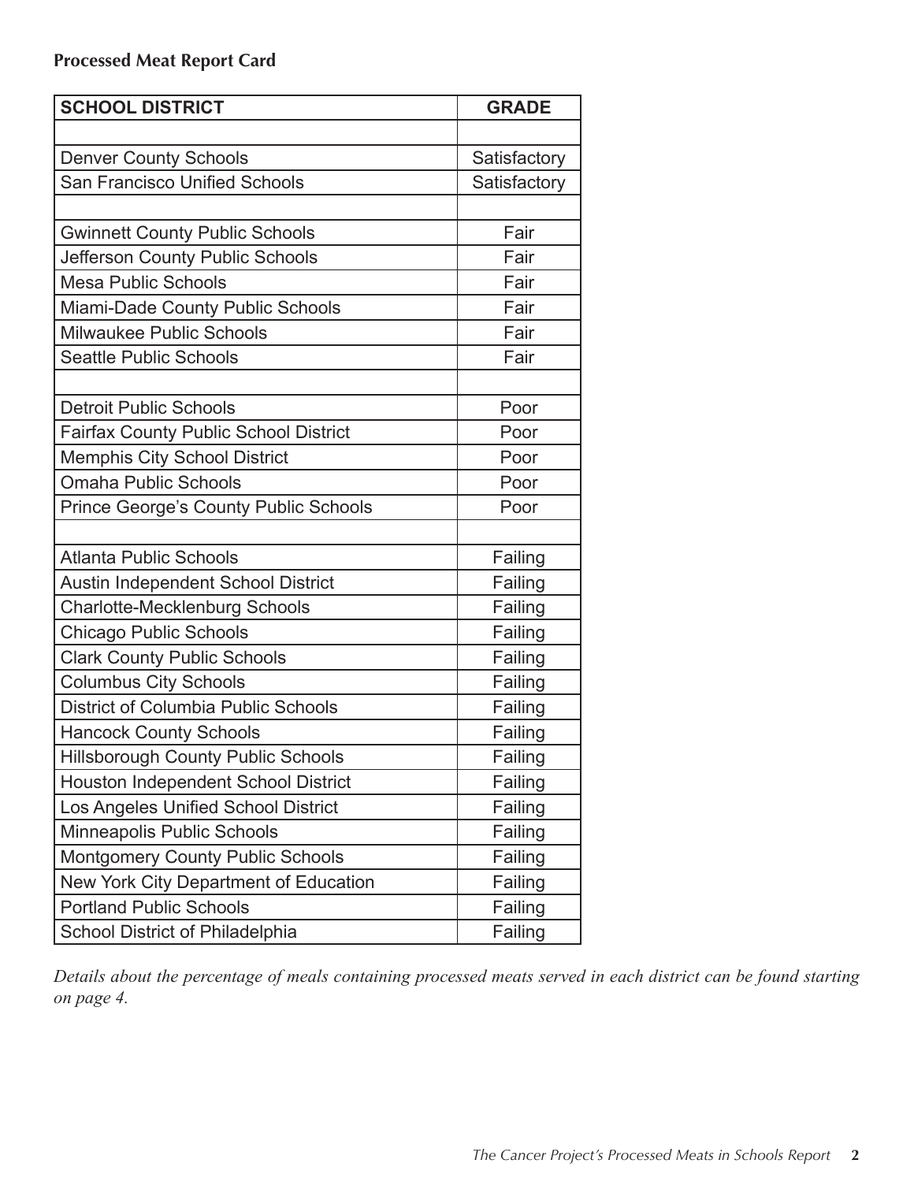**Processed Meat Report Card**

| SCHOOL DISTRICT | GRADE |
| --- | --- |
| | |
| Denver County Schools | Satisfactory |
| San Francisco Unified Schools | Satisfactory |
| | |
| Gwinnett County Public Schools | Fair |
| Jefferson County Public Schools | Fair |
| Mesa Public Schools | Fair |
| Miami-Dade County Public Schools | Fair |
| Milwaukee Public Schools | Fair |
| Seattle Public Schools | Fair |
| | |
| Detroit Public Schools | Poor |
| Fairfax County Public School District | Poor |
| Memphis City School District | Poor |
| Omaha Public Schools | Poor |
| Prince George's County Public Schools | Poor |
| | |
| Atlanta Public Schools | Failing |
| Austin Independent School District | Failing |
| Charlotte-Mecklenburg Schools | Failing |
| Chicago Public Schools | Failing |
| Clark County Public Schools | Failing |
| Columbus City Schools | Failing |
| District of Columbia Public Schools | Failing |
| Hancock County Schools | Failing |
| Hillsborough County Public Schools | Failing |
| Houston Independent School District | Failing |
| Los Angeles Unified School District | Failing |
| Minneapolis Public Schools | Failing |
| Montgomery County Public Schools | Failing |
| New York City Department of Education | Failing |
| Portland Public Schools | Failing |
| School District of Philadelphia | Failing |

*Details about the percentage of meals containing processed meats served in each district can be found starting on page 4.*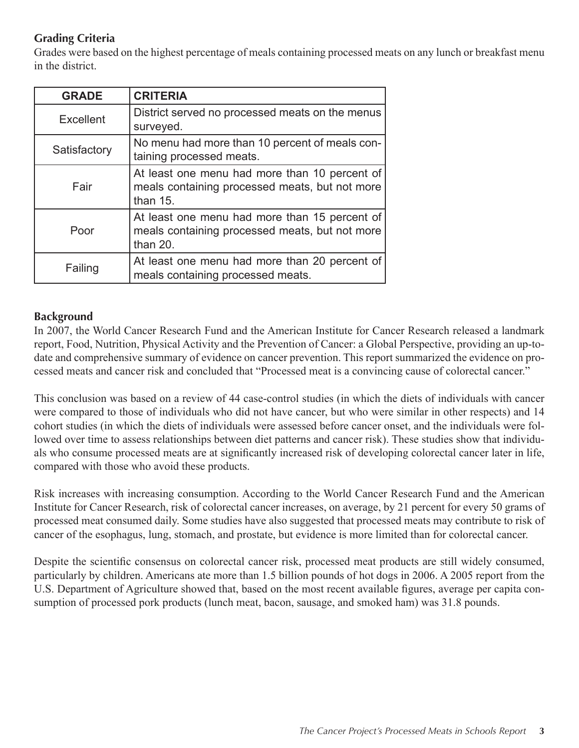## Grading Criteria

Grades were based on the highest percentage of meals containing processed meats on any lunch or breakfast menu in the district.

| GRADE | CRITERIA |
|---|---|
| Excellent | District served no processed meats on the menus surveyed. |
| Satisfactory | No menu had more than 10 percent of meals containing processed meats. |
| Fair | At least one menu had more than 10 percent of meals containing processed meats, but not more than 15. |
| Poor | At least one menu had more than 15 percent of meals containing processed meats, but not more than 20. |
| Failing | At least one menu had more than 20 percent of meals containing processed meats. |

## Background

In 2007, the World Cancer Research Fund and the American Institute for Cancer Research released a landmark report, Food, Nutrition, Physical Activity and the Prevention of Cancer: a Global Perspective, providing an up-to-date and comprehensive summary of evidence on cancer prevention. This report summarized the evidence on processed meats and cancer risk and concluded that "Processed meat is a convincing cause of colorectal cancer."

This conclusion was based on a review of 44 case-control studies (in which the diets of individuals with cancer were compared to those of individuals who did not have cancer, but who were similar in other respects) and 14 cohort studies (in which the diets of individuals were assessed before cancer onset, and the individuals were followed over time to assess relationships between diet patterns and cancer risk). These studies show that individuals who consume processed meats are at significantly increased risk of developing colorectal cancer later in life, compared with those who avoid these products.

Risk increases with increasing consumption. According to the World Cancer Research Fund and the American Institute for Cancer Research, risk of colorectal cancer increases, on average, by 21 percent for every 50 grams of processed meat consumed daily. Some studies have also suggested that processed meats may contribute to risk of cancer of the esophagus, lung, stomach, and prostate, but evidence is more limited than for colorectal cancer.

Despite the scientific consensus on colorectal cancer risk, processed meat products are still widely consumed, particularly by children. Americans ate more than 1.5 billion pounds of hot dogs in 2006. A 2005 report from the U.S. Department of Agriculture showed that, based on the most recent available figures, average per capita consumption of processed pork products (lunch meat, bacon, sausage, and smoked ham) was 31.8 pounds.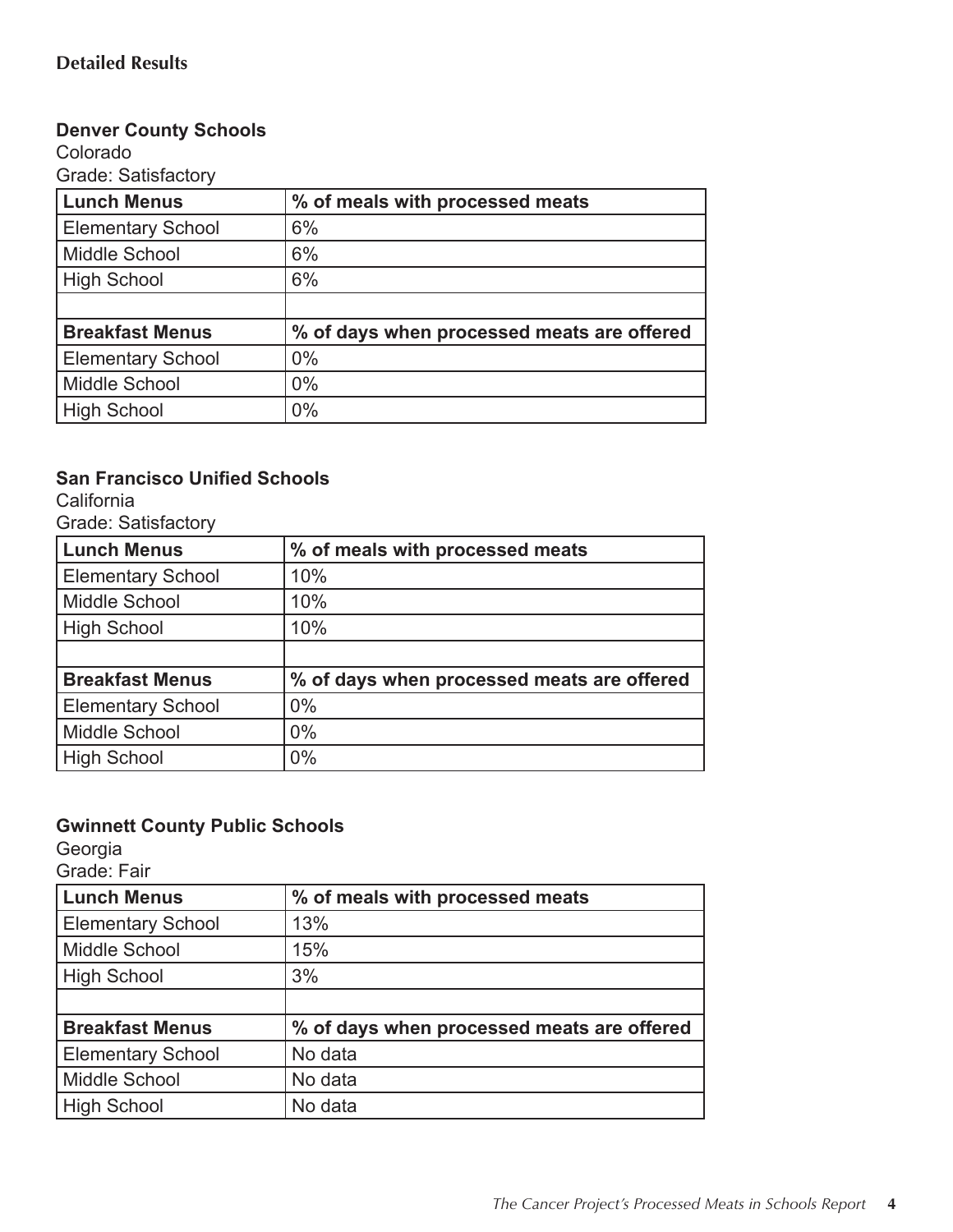## Detailed Results

### Denver County Schools

Colorado

Grade: Satisfactory

| Lunch Menus | % of meals with processed meats |
|---|---|
| Elementary School | 6% |
| Middle School | 6% |
| High School | 6% |
| | |
| **Breakfast Menus** | **% of days when processed meats are offered** |
| Elementary School | 0% |
| Middle School | 0% |
| High School | 0% |

### San Francisco Unified Schools

California

Grade: Satisfactory

| Lunch Menus | % of meals with processed meats |
|---|---|
| Elementary School | 10% |
| Middle School | 10% |
| High School | 10% |
| | |
| **Breakfast Menus** | **% of days when processed meats are offered** |
| Elementary School | 0% |
| Middle School | 0% |
| High School | 0% |

### Gwinnett County Public Schools

Georgia

Grade: Fair

| Lunch Menus | % of meals with processed meats |
|---|---|
| Elementary School | 13% |
| Middle School | 15% |
| High School | 3% |
| | |
| **Breakfast Menus** | **% of days when processed meats are offered** |
| Elementary School | No data |
| Middle School | No data |
| High School | No data |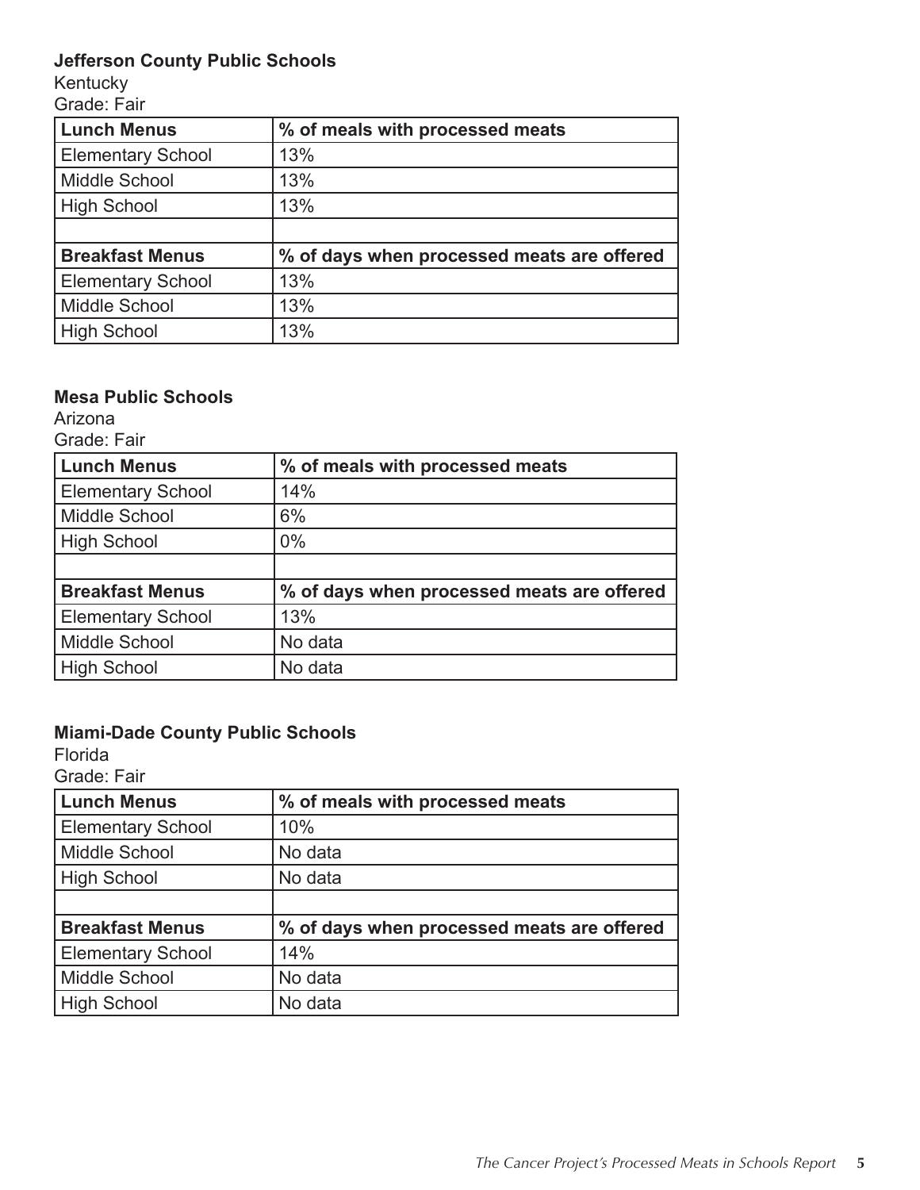**Jefferson County Public Schools**

Kentucky

Grade: Fair

| Lunch Menus | % of meals with processed meats |
|---|---|
| Elementary School | 13% |
| Middle School | 13% |
| High School | 13% |
| | |
| **Breakfast Menus** | **% of days when processed meats are offered** |
| Elementary School | 13% |
| Middle School | 13% |
| High School | 13% |

**Mesa Public Schools**

Arizona

Grade: Fair

| Lunch Menus | % of meals with processed meats |
|---|---|
| Elementary School | 14% |
| Middle School | 6% |
| High School | 0% |
| | |
| **Breakfast Menus** | **% of days when processed meats are offered** |
| Elementary School | 13% |
| Middle School | No data |
| High School | No data |

**Miami-Dade County Public Schools**

Florida

Grade: Fair

| Lunch Menus | % of meals with processed meats |
|---|---|
| Elementary School | 10% |
| Middle School | No data |
| High School | No data |
| | |
| **Breakfast Menus** | **% of days when processed meats are offered** |
| Elementary School | 14% |
| Middle School | No data |
| High School | No data |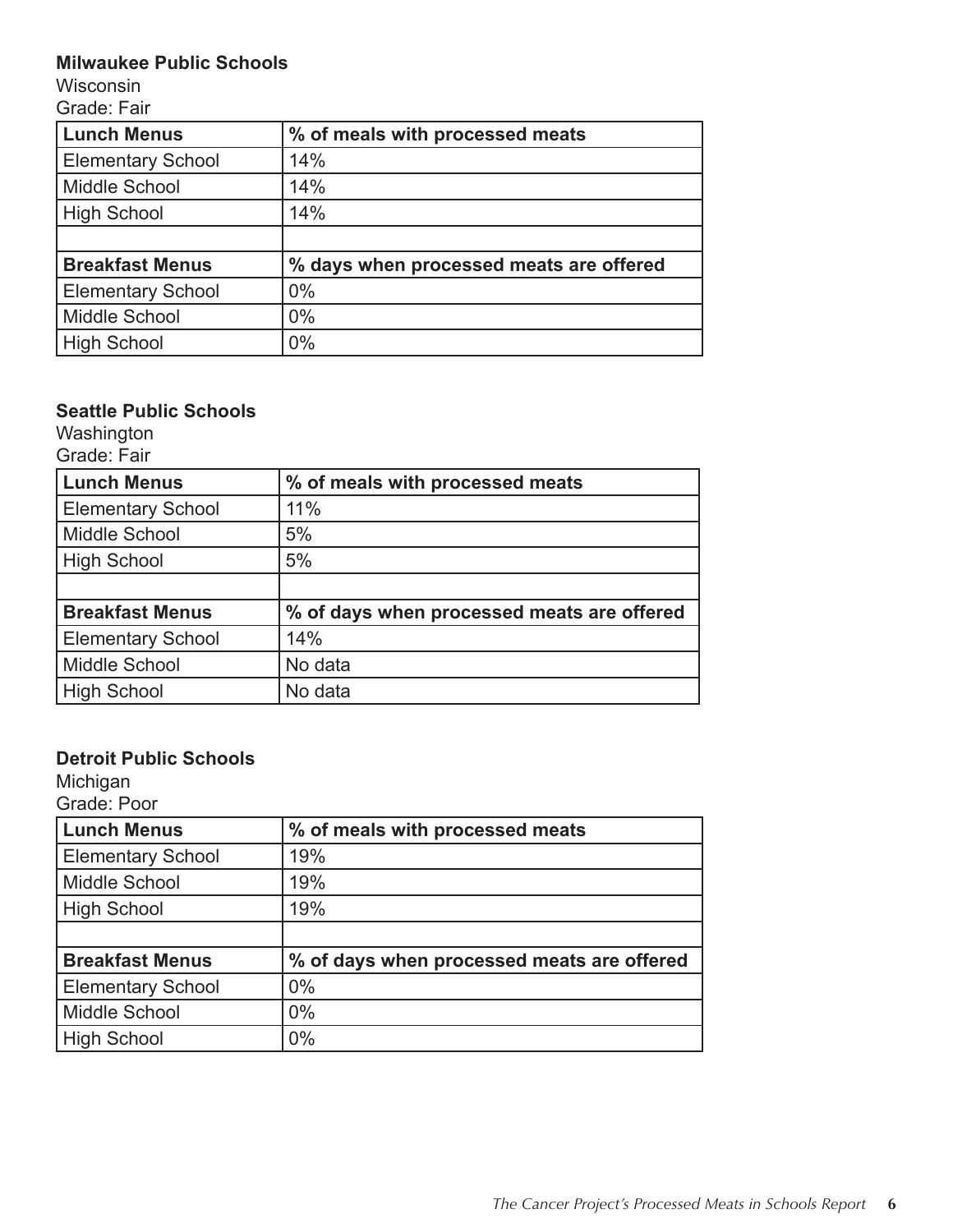**Milwaukee Public Schools**

Wisconsin

Grade: Fair

| Lunch Menus | % of meals with processed meats |
|---|---|
| Elementary School | 14% |
| Middle School | 14% |
| High School | 14% |
| | |
| **Breakfast Menus** | **% days when processed meats are offered** |
| Elementary School | 0% |
| Middle School | 0% |
| High School | 0% |

**Seattle Public Schools**

Washington

Grade: Fair

| Lunch Menus | % of meals with processed meats |
|---|---|
| Elementary School | 11% |
| Middle School | 5% |
| High School | 5% |
| | |
| **Breakfast Menus** | **% of days when processed meats are offered** |
| Elementary School | 14% |
| Middle School | No data |
| High School | No data |

**Detroit Public Schools**

Michigan

Grade: Poor

| Lunch Menus | % of meals with processed meats |
|---|---|
| Elementary School | 19% |
| Middle School | 19% |
| High School | 19% |
| | |
| **Breakfast Menus** | **% of days when processed meats are offered** |
| Elementary School | 0% |
| Middle School | 0% |
| High School | 0% |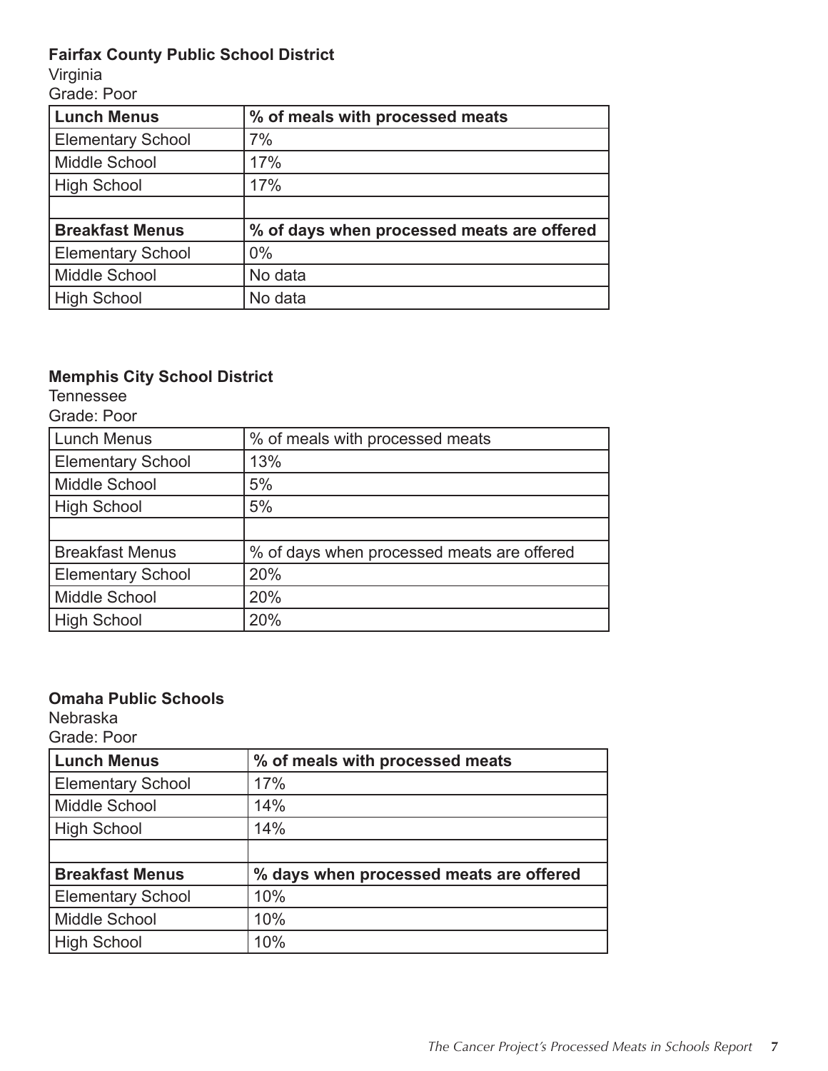**Fairfax County Public School District**

Virginia

Grade: Poor

| Lunch Menus | % of meals with processed meats |
|---|---|
| Elementary School | 7% |
| Middle School | 17% |
| High School | 17% |
| | |
| **Breakfast Menus** | **% of days when processed meats are offered** |
| Elementary School | 0% |
| Middle School | No data |
| High School | No data |

**Memphis City School District**

Tennessee

Grade: Poor

| Lunch Menus | % of meals with processed meats |
|---|---|
| Elementary School | 13% |
| Middle School | 5% |
| High School | 5% |
| | |
| Breakfast Menus | % of days when processed meats are offered |
| Elementary School | 20% |
| Middle School | 20% |
| High School | 20% |

**Omaha Public Schools**

Nebraska

Grade: Poor

| Lunch Menus | % of meals with processed meats |
|---|---|
| Elementary School | 17% |
| Middle School | 14% |
| High School | 14% |
| | |
| **Breakfast Menus** | **% days when processed meats are offered** |
| Elementary School | 10% |
| Middle School | 10% |
| High School | 10% |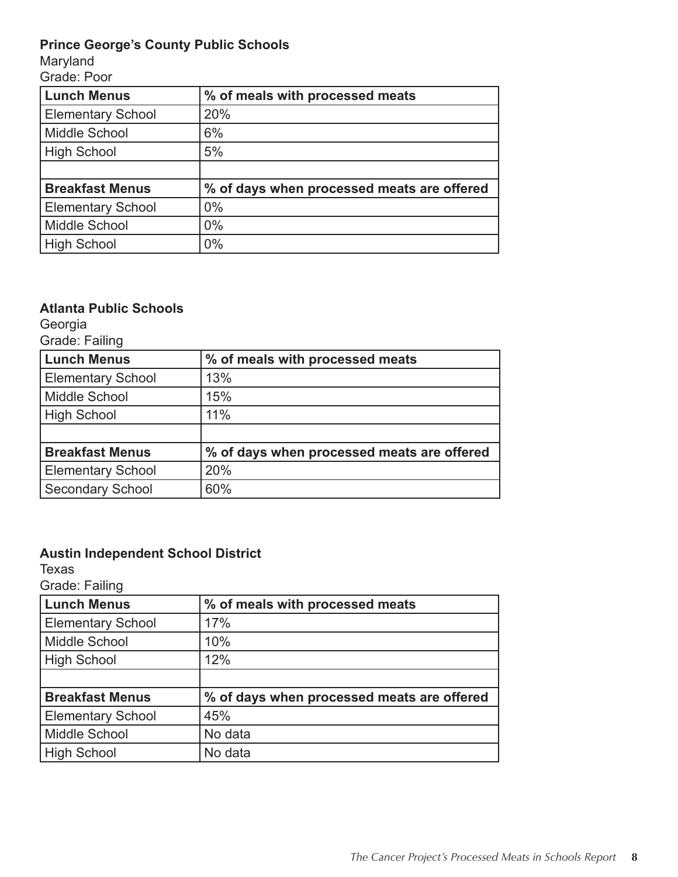**Prince George's County Public Schools**

Maryland

Grade: Poor

| Lunch Menus | % of meals with processed meats |
|---|---|
| Elementary School | 20% |
| Middle School | 6% |
| High School | 5% |
| | |
| **Breakfast Menus** | **% of days when processed meats are offered** |
| Elementary School | 0% |
| Middle School | 0% |
| High School | 0% |

**Atlanta Public Schools**

Georgia

Grade: Failing

| Lunch Menus | % of meals with processed meats |
|---|---|
| Elementary School | 13% |
| Middle School | 15% |
| High School | 11% |
| | |
| **Breakfast Menus** | **% of days when processed meats are offered** |
| Elementary School | 20% |
| Secondary School | 60% |

**Austin Independent School District**

Texas

Grade: Failing

| Lunch Menus | % of meals with processed meats |
|---|---|
| Elementary School | 17% |
| Middle School | 10% |
| High School | 12% |
| | |
| **Breakfast Menus** | **% of days when processed meats are offered** |
| Elementary School | 45% |
| Middle School | No data |
| High School | No data |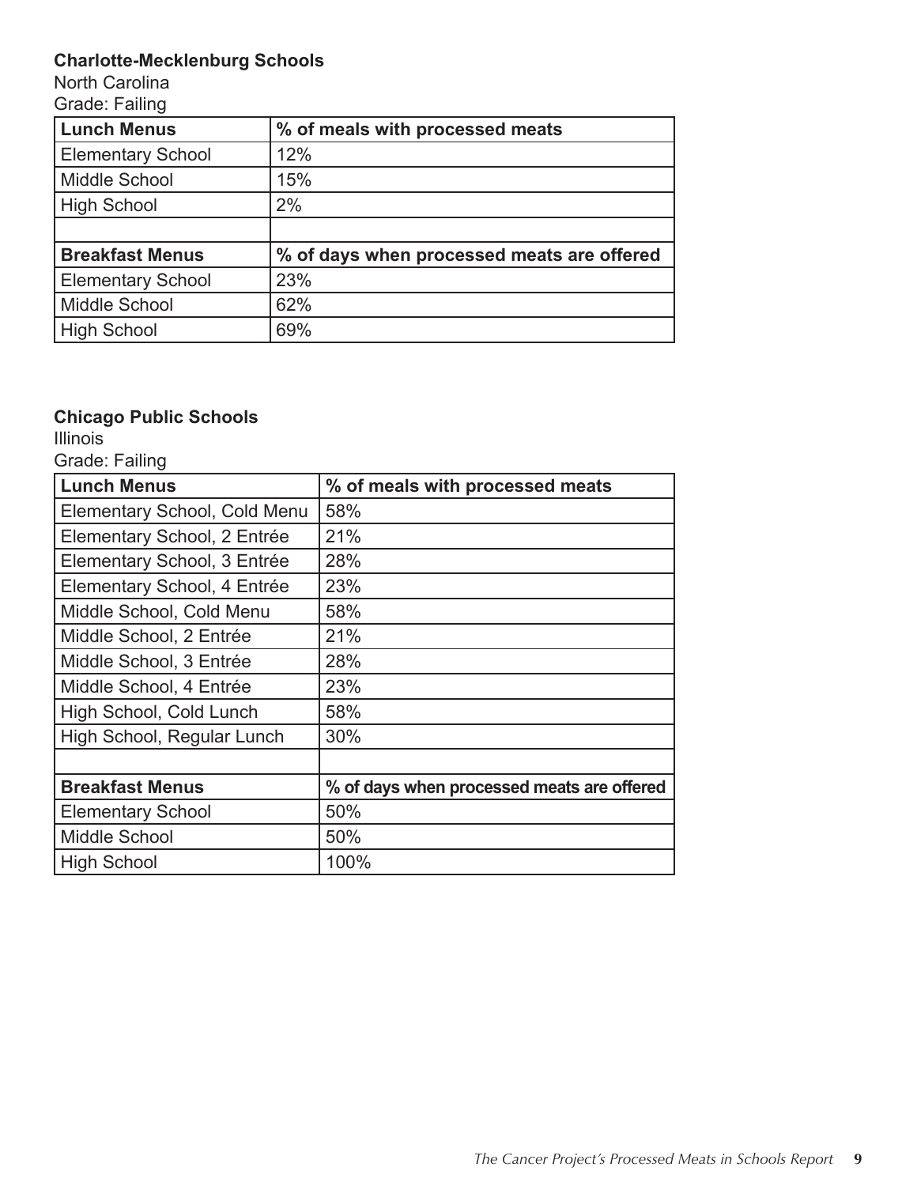**Charlotte-Mecklenburg Schools**

North Carolina

Grade: Failing

| Lunch Menus | % of meals with processed meats |
| --- | --- |
| Elementary School | 12% |
| Middle School | 15% |
| High School | 2% |
| | |
| **Breakfast Menus** | **% of days when processed meats are offered** |
| Elementary School | 23% |
| Middle School | 62% |
| High School | 69% |

**Chicago Public Schools**

Illinois

Grade: Failing

| Lunch Menus | % of meals with processed meats |
| --- | --- |
| Elementary School, Cold Menu | 58% |
| Elementary School, 2 Entrée | 21% |
| Elementary School, 3 Entrée | 28% |
| Elementary School, 4 Entrée | 23% |
| Middle School, Cold Menu | 58% |
| Middle School, 2 Entrée | 21% |
| Middle School, 3 Entrée | 28% |
| Middle School, 4 Entrée | 23% |
| High School, Cold Lunch | 58% |
| High School, Regular Lunch | 30% |
| | |
| **Breakfast Menus** | **% of days when processed meats are offered** |
| Elementary School | 50% |
| Middle School | 50% |
| High School | 100% |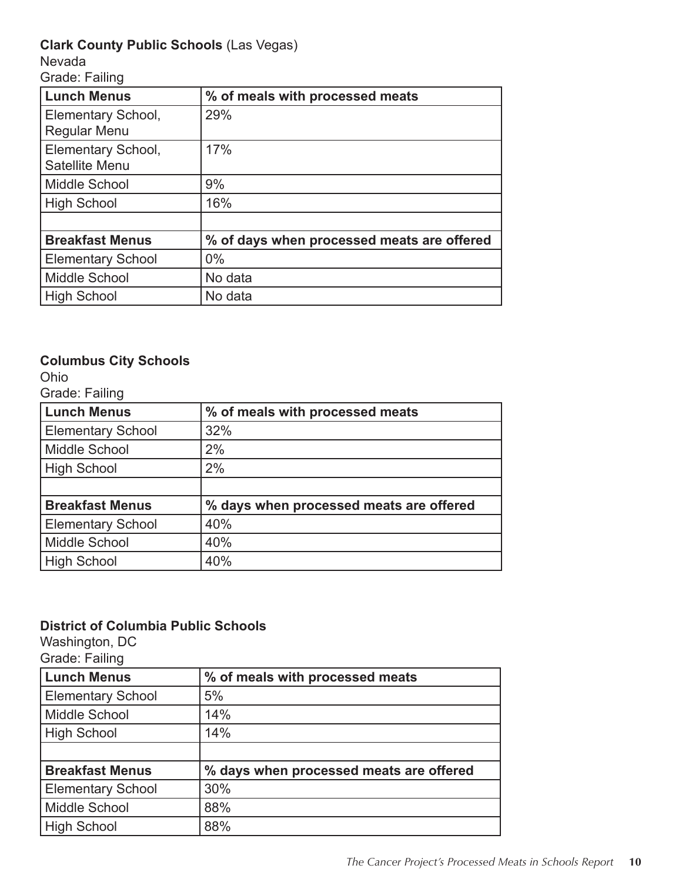**Clark County Public Schools** (Las Vegas)
Nevada
Grade: Failing

| Lunch Menus | % of meals with processed meats |
|---|---|
| Elementary School, Regular Menu | 29% |
| Elementary School, Satellite Menu | 17% |
| Middle School | 9% |
| High School | 16% |
| | |
| **Breakfast Menus** | **% of days when processed meats are offered** |
| Elementary School | 0% |
| Middle School | No data |
| High School | No data |

**Columbus City Schools**
Ohio
Grade: Failing

| Lunch Menus | % of meals with processed meats |
|---|---|
| Elementary School | 32% |
| Middle School | 2% |
| High School | 2% |
| | |
| **Breakfast Menus** | **% days when processed meats are offered** |
| Elementary School | 40% |
| Middle School | 40% |
| High School | 40% |

**District of Columbia Public Schools**
Washington, DC
Grade: Failing

| Lunch Menus | % of meals with processed meats |
|---|---|
| Elementary School | 5% |
| Middle School | 14% |
| High School | 14% |
| | |
| **Breakfast Menus** | **% days when processed meats are offered** |
| Elementary School | 30% |
| Middle School | 88% |
| High School | 88% |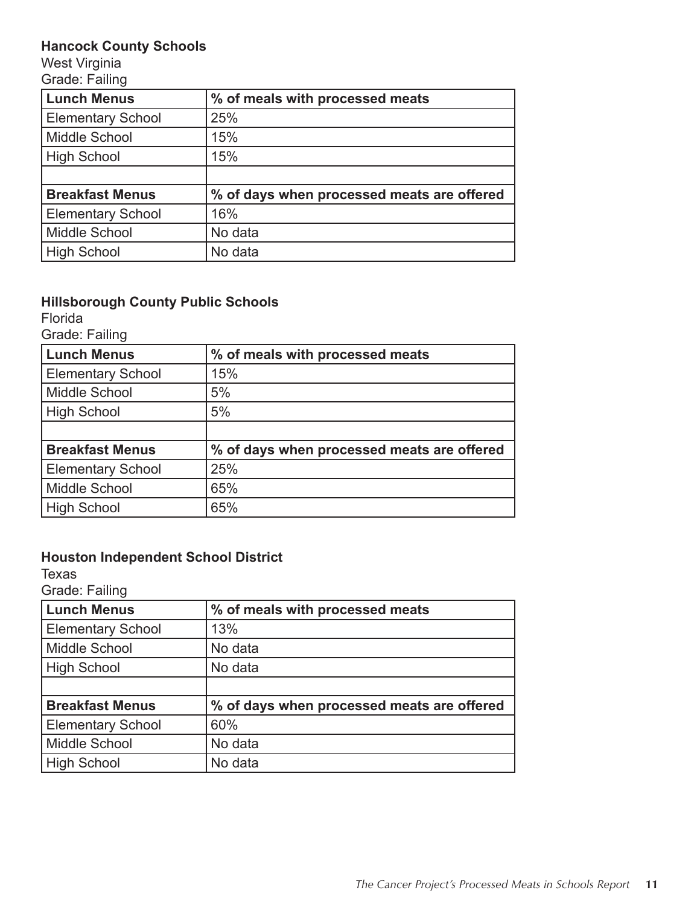**Hancock County Schools**

West Virginia

Grade: Failing

| Lunch Menus | % of meals with processed meats |
|---|---|
| Elementary School | 25% |
| Middle School | 15% |
| High School | 15% |
| | |
| **Breakfast Menus** | **% of days when processed meats are offered** |
| Elementary School | 16% |
| Middle School | No data |
| High School | No data |

**Hillsborough County Public Schools**

Florida

Grade: Failing

| Lunch Menus | % of meals with processed meats |
|---|---|
| Elementary School | 15% |
| Middle School | 5% |
| High School | 5% |
| | |
| **Breakfast Menus** | **% of days when processed meats are offered** |
| Elementary School | 25% |
| Middle School | 65% |
| High School | 65% |

**Houston Independent School District**

Texas

Grade: Failing

| Lunch Menus | % of meals with processed meats |
|---|---|
| Elementary School | 13% |
| Middle School | No data |
| High School | No data |
| | |
| **Breakfast Menus** | **% of days when processed meats are offered** |
| Elementary School | 60% |
| Middle School | No data |
| High School | No data |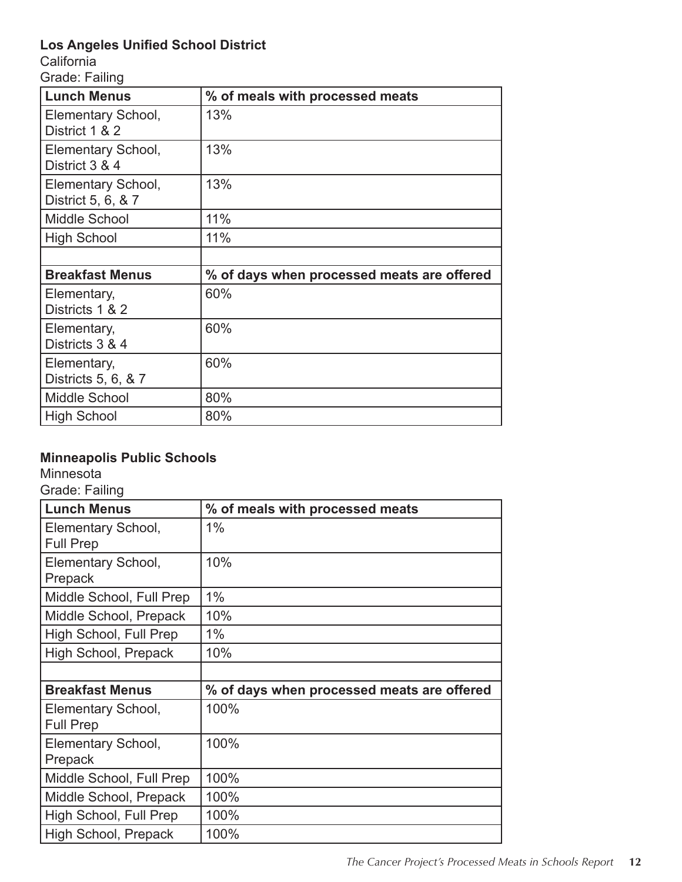**Los Angeles Unified School District**

California

Grade: Failing

| Lunch Menus | % of meals with processed meats |
|---|---|
| Elementary School, District 1 & 2 | 13% |
| Elementary School, District 3 & 4 | 13% |
| Elementary School, District 5, 6, & 7 | 13% |
| Middle School | 11% |
| High School | 11% |
| | |
| **Breakfast Menus** | **% of days when processed meats are offered** |
| Elementary, Districts 1 & 2 | 60% |
| Elementary, Districts 3 & 4 | 60% |
| Elementary, Districts 5, 6, & 7 | 60% |
| Middle School | 80% |
| High School | 80% |

**Minneapolis Public Schools**

Minnesota

Grade: Failing

| Lunch Menus | % of meals with processed meats |
|---|---|
| Elementary School, Full Prep | 1% |
| Elementary School, Prepack | 10% |
| Middle School, Full Prep | 1% |
| Middle School, Prepack | 10% |
| High School, Full Prep | 1% |
| High School, Prepack | 10% |
| | |
| **Breakfast Menus** | **% of days when processed meats are offered** |
| Elementary School, Full Prep | 100% |
| Elementary School, Prepack | 100% |
| Middle School, Full Prep | 100% |
| Middle School, Prepack | 100% |
| High School, Full Prep | 100% |
| High School, Prepack | 100% |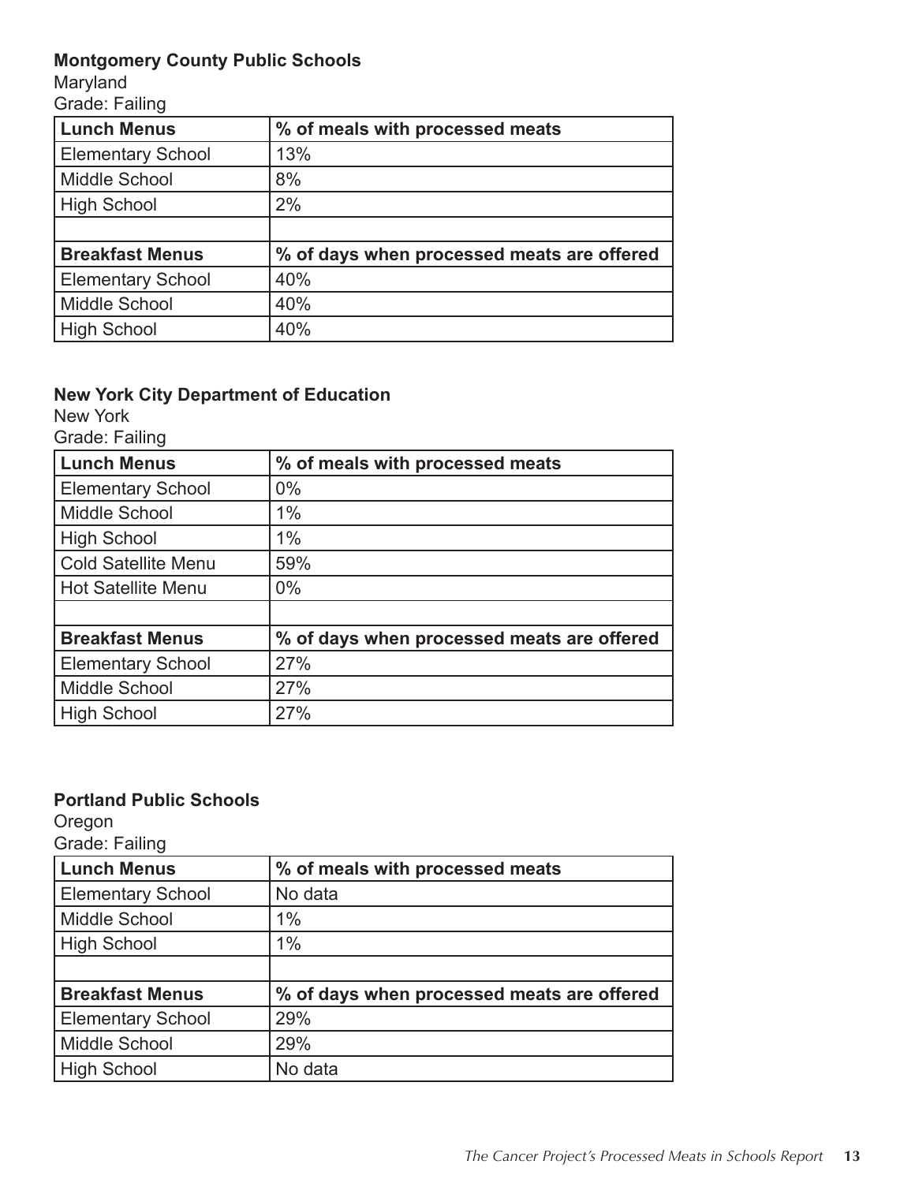**Montgomery County Public Schools**
Maryland
Grade: Failing

| Lunch Menus | % of meals with processed meats |
| --- | --- |
| Elementary School | 13% |
| Middle School | 8% |
| High School | 2% |
| | |
| **Breakfast Menus** | **% of days when processed meats are offered** |
| Elementary School | 40% |
| Middle School | 40% |
| High School | 40% |

**New York City Department of Education**
New York
Grade: Failing

| Lunch Menus | % of meals with processed meats |
| --- | --- |
| Elementary School | 0% |
| Middle School | 1% |
| High School | 1% |
| Cold Satellite Menu | 59% |
| Hot Satellite Menu | 0% |
| | |
| **Breakfast Menus** | **% of days when processed meats are offered** |
| Elementary School | 27% |
| Middle School | 27% |
| High School | 27% |

**Portland Public Schools**
Oregon
Grade: Failing

| Lunch Menus | % of meals with processed meats |
| --- | --- |
| Elementary School | No data |
| Middle School | 1% |
| High School | 1% |
| | |
| **Breakfast Menus** | **% of days when processed meats are offered** |
| Elementary School | 29% |
| Middle School | 29% |
| High School | No data |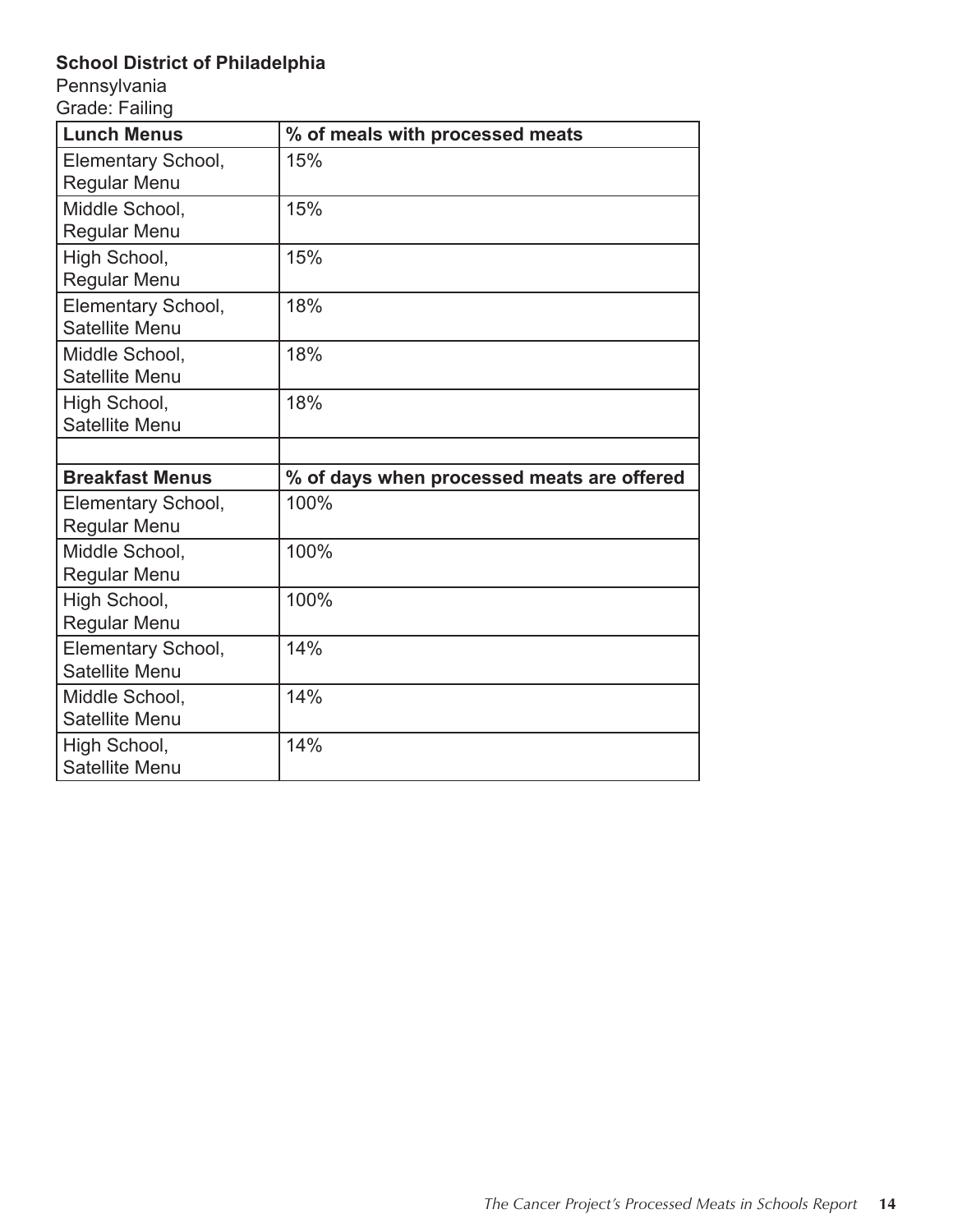**School District of Philadelphia**
Pennsylvania
Grade: Failing

| Lunch Menus | % of meals with processed meats |
|---|---|
| Elementary School, Regular Menu | 15% |
| Middle School, Regular Menu | 15% |
| High School, Regular Menu | 15% |
| Elementary School, Satellite Menu | 18% |
| Middle School, Satellite Menu | 18% |
| High School, Satellite Menu | 18% |
| | |
| **Breakfast Menus** | **% of days when processed meats are offered** |
| Elementary School, Regular Menu | 100% |
| Middle School, Regular Menu | 100% |
| High School, Regular Menu | 100% |
| Elementary School, Satellite Menu | 14% |
| Middle School, Satellite Menu | 14% |
| High School, Satellite Menu | 14% |